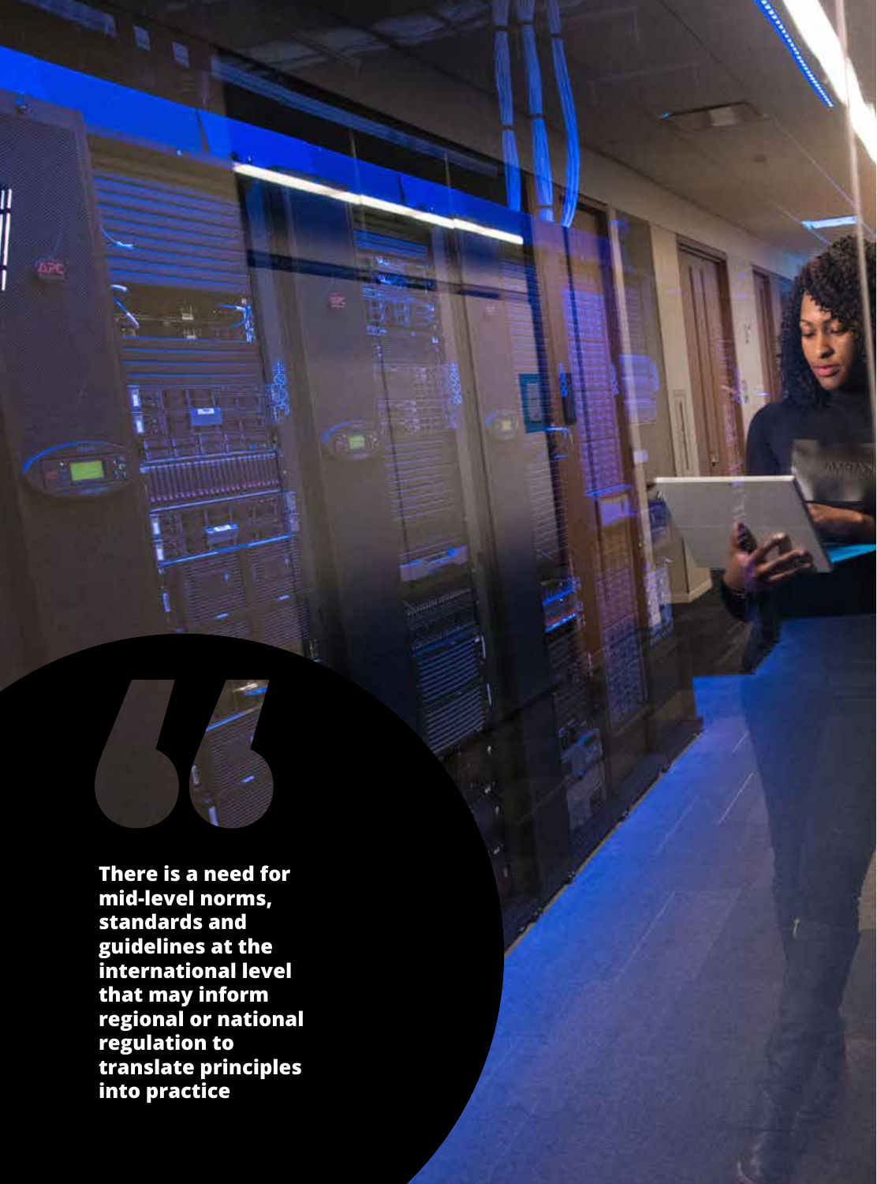> **There is a need for mid-level norms, standards and guidelines at the international level that may inform regional or national regulation to translate principles into practice**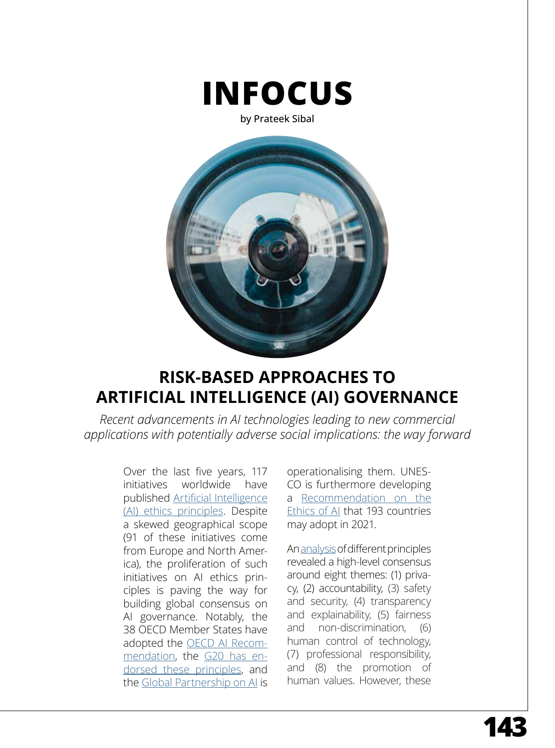# INFOCUS

by Prateek Sibal

## RISK-BASED APPROACHES TO ARTIFICIAL INTELLIGENCE (AI) GOVERNANCE

*Recent advancements in AI technologies leading to new commercial applications with potentially adverse social implications: the way forward*

Over the last five years, 117 initiatives worldwide have published Artificial Intelligence (AI) ethics principles. Despite a skewed geographical scope (91 of these initiatives come from Europe and North America), the proliferation of such initiatives on AI ethics principles is paving the way for building global consensus on AI governance. Notably, the 38 OECD Member States have adopted the OECD AI Recommendation, the G20 has endorsed these principles, and the Global Partnership on AI is operationalising them. UNESCO is furthermore developing a Recommendation on the Ethics of AI that 193 countries may adopt in 2021.

An analysis of different principles revealed a high-level consensus around eight themes: (1) privacy, (2) accountability, (3) safety and security, (4) transparency and explainability, (5) fairness and non-discrimination, (6) human control of technology, (7) professional responsibility, and (8) the promotion of human values. However, these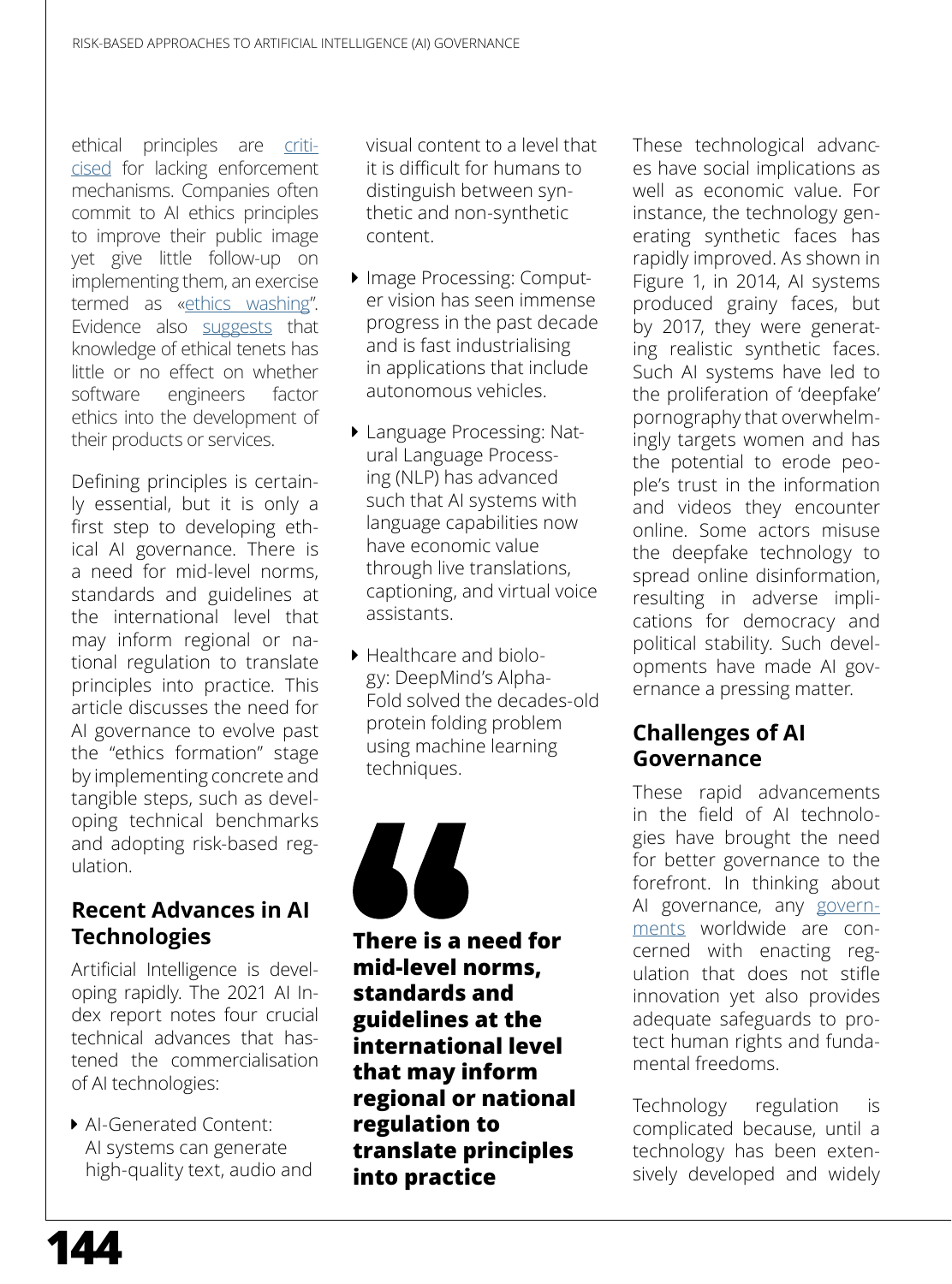ethical principles are criticised for lacking enforcement mechanisms. Companies often commit to AI ethics principles to improve their public image yet give little follow-up on implementing them, an exercise termed as «ethics washing". Evidence also suggests that knowledge of ethical tenets has little or no effect on whether software engineers factor ethics into the development of their products or services.

Defining principles is certainly essential, but it is only a first step to developing ethical AI governance. There is a need for mid-level norms, standards and guidelines at the international level that may inform regional or national regulation to translate principles into practice. This article discusses the need for AI governance to evolve past the "ethics formation" stage by implementing concrete and tangible steps, such as developing technical benchmarks and adopting risk-based regulation.

## Recent Advances in AI Technologies

Artificial Intelligence is developing rapidly. The 2021 AI Index report notes four crucial technical advances that hastened the commercialisation of AI technologies:

- AI-Generated Content: AI systems can generate high-quality text, audio and visual content to a level that it is difficult for humans to distinguish between synthetic and non-synthetic content.
- Image Processing: Computer vision has seen immense progress in the past decade and is fast industrialising in applications that include autonomous vehicles.
- Language Processing: Natural Language Processing (NLP) has advanced such that AI systems with language capabilities now have economic value through live translations, captioning, and virtual voice assistants.
- Healthcare and biology: DeepMind's AlphaFold solved the decades-old protein folding problem using machine learning techniques.

> **There is a need for mid-level norms, standards and guidelines at the international level that may inform regional or national regulation to translate principles into practice**

These technological advances have social implications as well as economic value. For instance, the technology generating synthetic faces has rapidly improved. As shown in Figure 1, in 2014, AI systems produced grainy faces, but by 2017, they were generating realistic synthetic faces. Such AI systems have led to the proliferation of 'deepfake' pornography that overwhelmingly targets women and has the potential to erode people's trust in the information and videos they encounter online. Some actors misuse the deepfake technology to spread online disinformation, resulting in adverse implications for democracy and political stability. Such developments have made AI governance a pressing matter.

## Challenges of AI Governance

These rapid advancements in the field of AI technologies have brought the need for better governance to the forefront. In thinking about AI governance, any governments worldwide are concerned with enacting regulation that does not stifle innovation yet also provides adequate safeguards to protect human rights and fundamental freedoms.

Technology regulation is complicated because, until a technology has been extensively developed and widely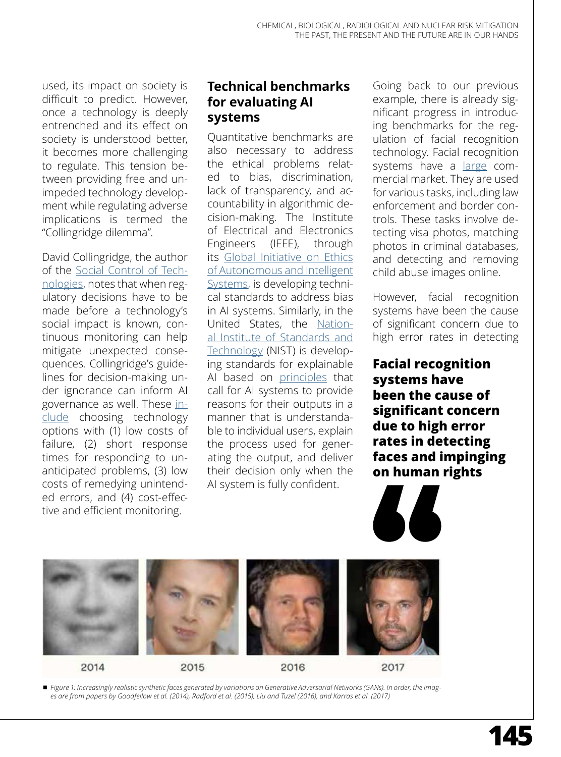used, its impact on society is difficult to predict. However, once a technology is deeply entrenched and its effect on society is understood better, it becomes more challenging to regulate. This tension between providing free and unimpeded technology development while regulating adverse implications is termed the "Collingridge dilemma".

David Collingridge, the author of the Social Control of Technologies, notes that when regulatory decisions have to be made before a technology's social impact is known, continuous monitoring can help mitigate unexpected consequences. Collingridge's guidelines for decision-making under ignorance can inform AI governance as well. These include choosing technology options with (1) low costs of failure, (2) short response times for responding to unanticipated problems, (3) low costs of remedying unintended errors, and (4) cost-effective and efficient monitoring.

## Technical benchmarks for evaluating AI systems

Quantitative benchmarks are also necessary to address the ethical problems related to bias, discrimination, lack of transparency, and accountability in algorithmic decision-making. The Institute of Electrical and Electronics Engineers (IEEE), through its Global Initiative on Ethics of Autonomous and Intelligent Systems, is developing technical standards to address bias in AI systems. Similarly, in the United States, the National Institute of Standards and Technology (NIST) is developing standards for explainable AI based on principles that call for AI systems to provide reasons for their outputs in a manner that is understandable to individual users, explain the process used for generating the output, and deliver their decision only when the AI system is fully confident.

Going back to our previous example, there is already significant progress in introducing benchmarks for the regulation of facial recognition technology. Facial recognition systems have a large commercial market. They are used for various tasks, including law enforcement and border controls. These tasks involve detecting visa photos, matching photos in criminal databases, and detecting and removing child abuse images online.

However, facial recognition systems have been the cause of significant concern due to high error rates in detecting

**Facial recognition systems have been the cause of significant concern due to high error rates in detecting faces and impinging on human rights**

2014 2015 2016 2017

*Figure 1: Increasingly realistic synthetic faces generated by variations on Generative Adversarial Networks (GANs). In order, the images are from papers by Goodfellow et al. (2014), Radford et al. (2015), Liu and Tuzel (2016), and Karras et al. (2017)*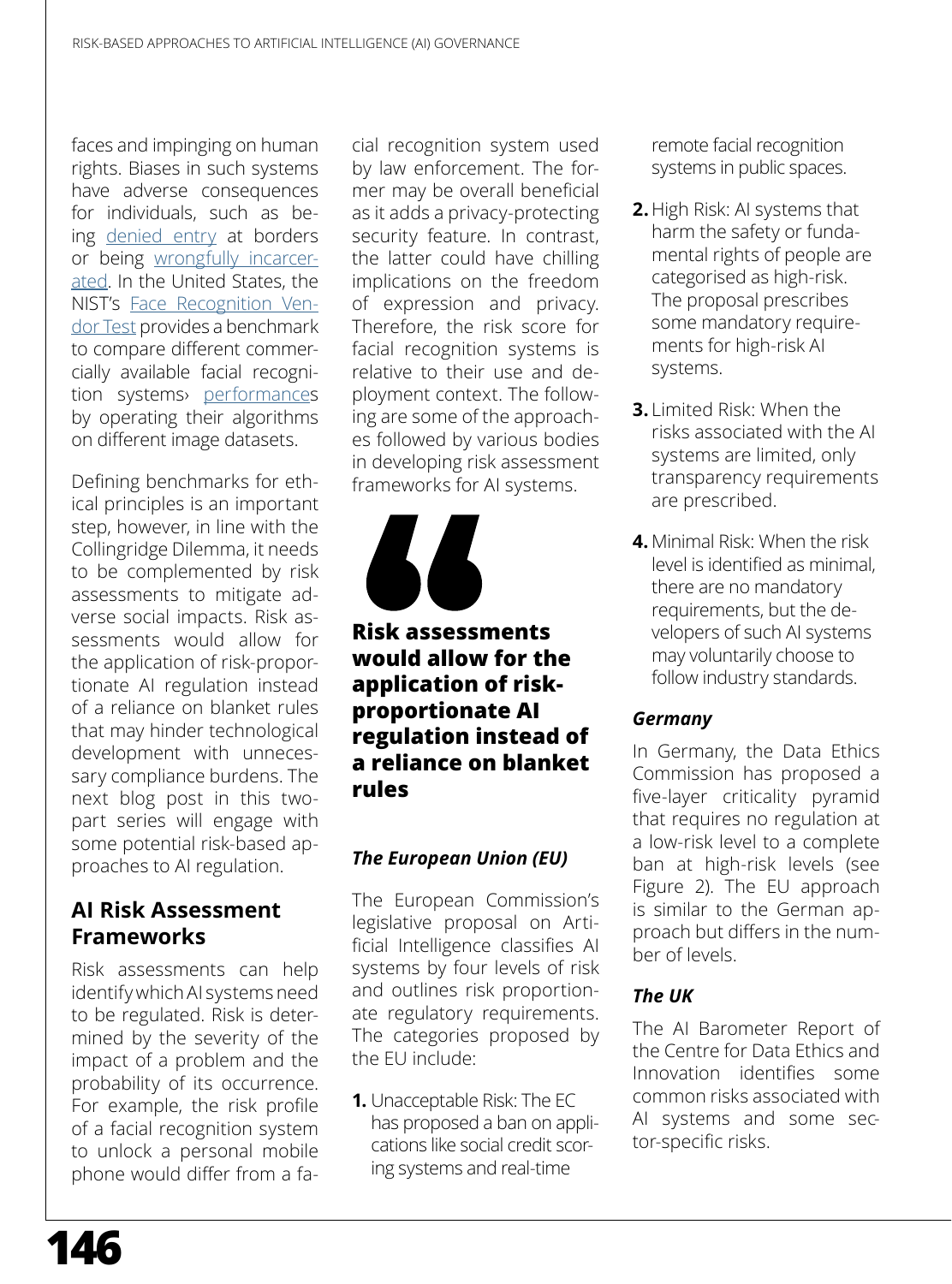faces and impinging on human rights. Biases in such systems have adverse consequences for individuals, such as being denied entry at borders or being wrongfully incarcerated. In the United States, the NIST's Face Recognition Vendor Test provides a benchmark to compare different commercially available facial recognition systems› performances by operating their algorithms on different image datasets.

Defining benchmarks for ethical principles is an important step, however, in line with the Collingridge Dilemma, it needs to be complemented by risk assessments to mitigate adverse social impacts. Risk assessments would allow for the application of risk-proportionate AI regulation instead of a reliance on blanket rules that may hinder technological development with unnecessary compliance burdens. The next blog post in this two-part series will engage with some potential risk-based approaches to AI regulation.

## AI Risk Assessment Frameworks

Risk assessments can help identify which AI systems need to be regulated. Risk is determined by the severity of the impact of a problem and the probability of its occurrence. For example, the risk profile of a facial recognition system to unlock a personal mobile phone would differ from a facial recognition system used by law enforcement. The former may be overall beneficial as it adds a privacy-protecting security feature. In contrast, the latter could have chilling implications on the freedom of expression and privacy. Therefore, the risk score for facial recognition systems is relative to their use and deployment context. The following are some of the approaches followed by various bodies in developing risk assessment frameworks for AI systems.

> **Risk assessments would allow for the application of risk-proportionate AI regulation instead of a reliance on blanket rules**

### *The European Union (EU)*

The European Commission's legislative proposal on Artificial Intelligence classifies AI systems by four levels of risk and outlines risk proportionate regulatory requirements. The categories proposed by the EU include:

1. Unacceptable Risk: The EC has proposed a ban on applications like social credit scoring systems and real-time remote facial recognition systems in public spaces.
2. High Risk: AI systems that harm the safety or fundamental rights of people are categorised as high-risk. The proposal prescribes some mandatory requirements for high-risk AI systems.
3. Limited Risk: When the risks associated with the AI systems are limited, only transparency requirements are prescribed.
4. Minimal Risk: When the risk level is identified as minimal, there are no mandatory requirements, but the developers of such AI systems may voluntarily choose to follow industry standards.

### *Germany*

In Germany, the Data Ethics Commission has proposed a five-layer criticality pyramid that requires no regulation at a low-risk level to a complete ban at high-risk levels (see Figure 2). The EU approach is similar to the German approach but differs in the number of levels.

### *The UK*

The AI Barometer Report of the Centre for Data Ethics and Innovation identifies some common risks associated with AI systems and some sector-specific risks.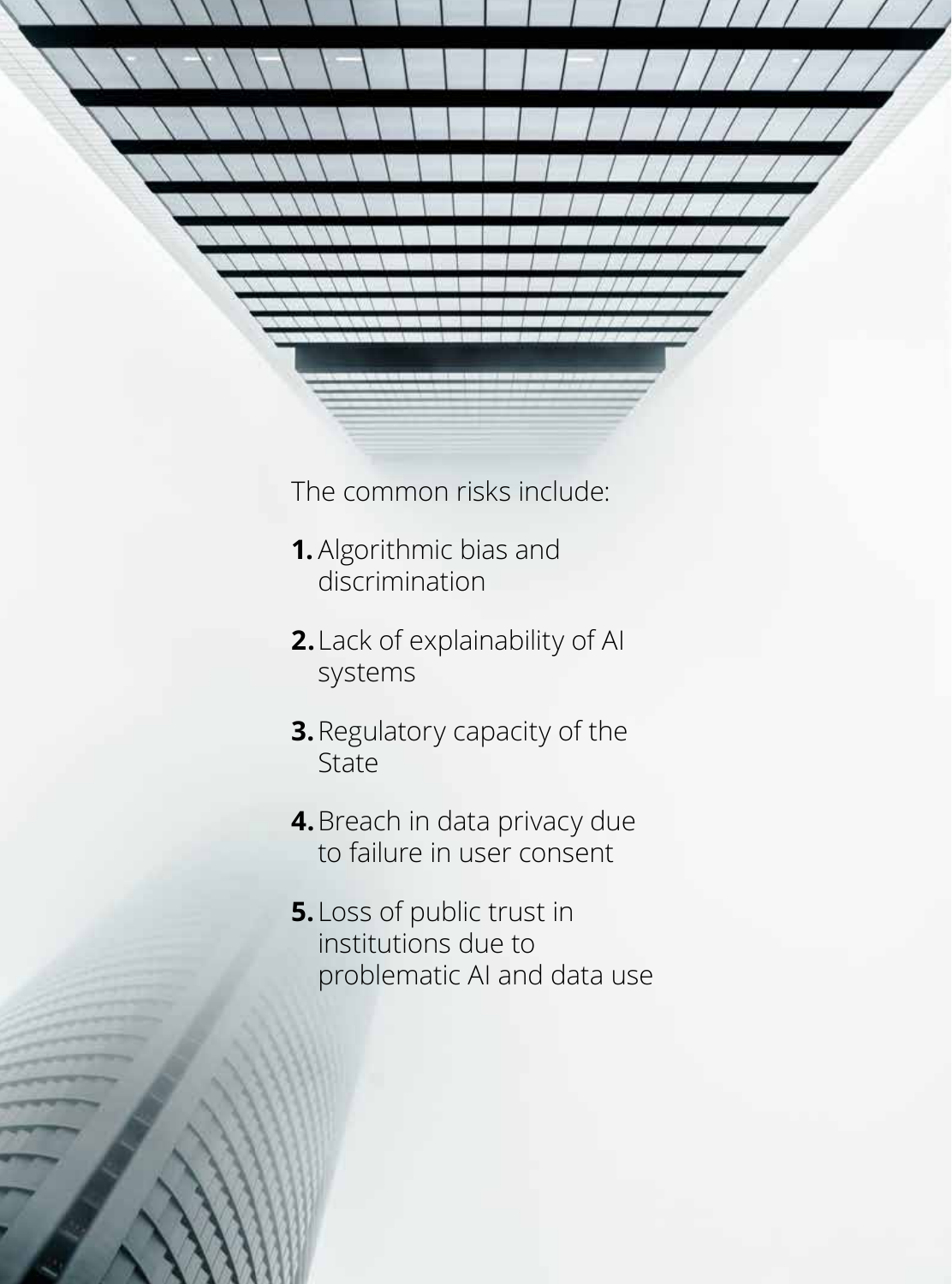The common risks include:

1. Algorithmic bias and discrimination
2. Lack of explainability of AI systems
3. Regulatory capacity of the State
4. Breach in data privacy due to failure in user consent
5. Loss of public trust in institutions due to problematic AI and data use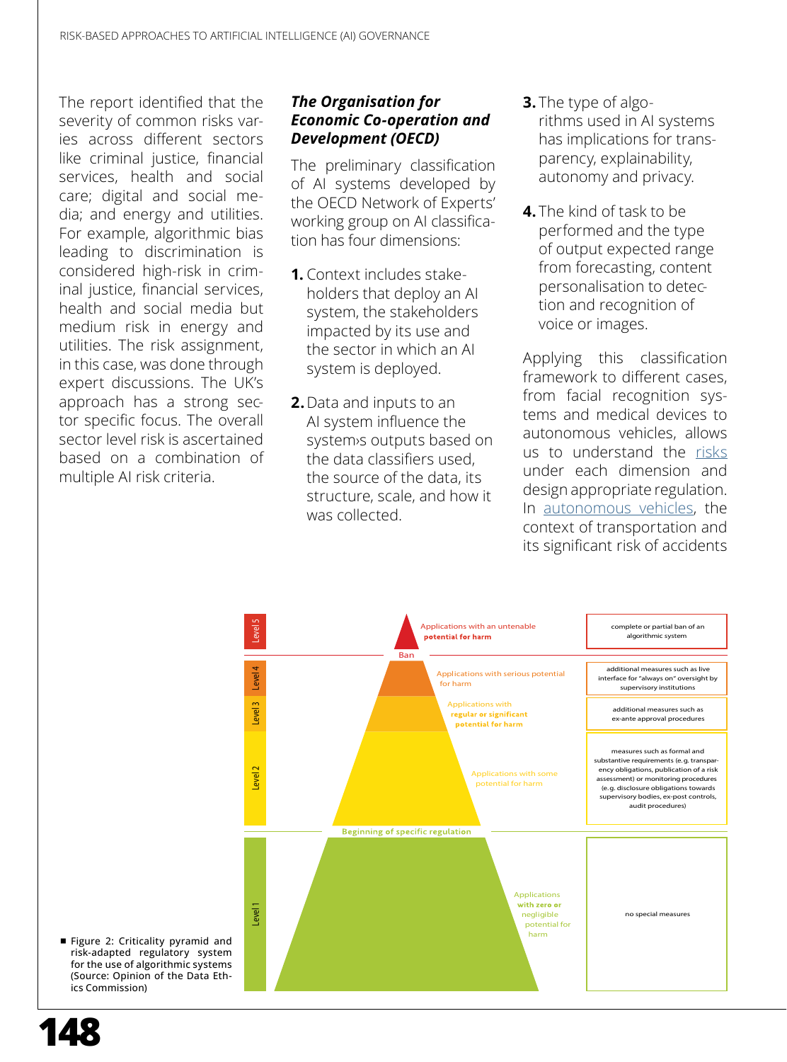The report identified that the severity of common risks varies across different sectors like criminal justice, financial services, health and social care; digital and social media; and energy and utilities. For example, algorithmic bias leading to discrimination is considered high-risk in criminal justice, financial services, health and social media but medium risk in energy and utilities. The risk assignment, in this case, was done through expert discussions. The UK's approach has a strong sector specific focus. The overall sector level risk is ascertained based on a combination of multiple AI risk criteria.

### *The Organisation for Economic Co-operation and Development (OECD)*

The preliminary classification of AI systems developed by the OECD Network of Experts' working group on AI classification has four dimensions:

1. Context includes stakeholders that deploy an AI system, the stakeholders impacted by its use and the sector in which an AI system is deployed.
2. Data and inputs to an AI system influence the system›s outputs based on the data classifiers used, the source of the data, its structure, scale, and how it was collected.
3. The type of algorithms used in AI systems has implications for transparency, explainability, autonomy and privacy.
4. The kind of task to be performed and the type of output expected range from forecasting, content personalisation to detection and recognition of voice or images.

Applying this classification framework to different cases, from facial recognition systems and medical devices to autonomous vehicles, allows us to understand the risks under each dimension and design appropriate regulation. In autonomous vehicles, the context of transportation and its significant risk of accidents

| Level | Criticality | Regulatory measures |
| --- | --- | --- |
| Level 5 | Applications with an untenable **potential for harm** (Ban) | complete or partial ban of an algorithmic system |
| Level 4 | Applications with serious potential for harm | additional measures such as live interface for "always on" oversight by supervisory institutions |
| Level 3 | Applications with **regular or significant potential for harm** | additional measures such as ex-ante approval procedures |
| Level 2 | Applications with some potential for harm | measures such as formal and substantive requirements (e.g. transparency obligations, publication of a risk assessment) or monitoring procedures (e.g. disclosure obligations towards supervisory bodies, ex-post controls, audit procedures) |
| | **Beginning of specific regulation** | |
| Level 1 | Applications **with zero or** negligible potential for harm | no special measures |

Figure 2: Criticality pyramid and risk-adapted regulatory system for the use of algorithmic systems (Source: Opinion of the Data Ethics Commission)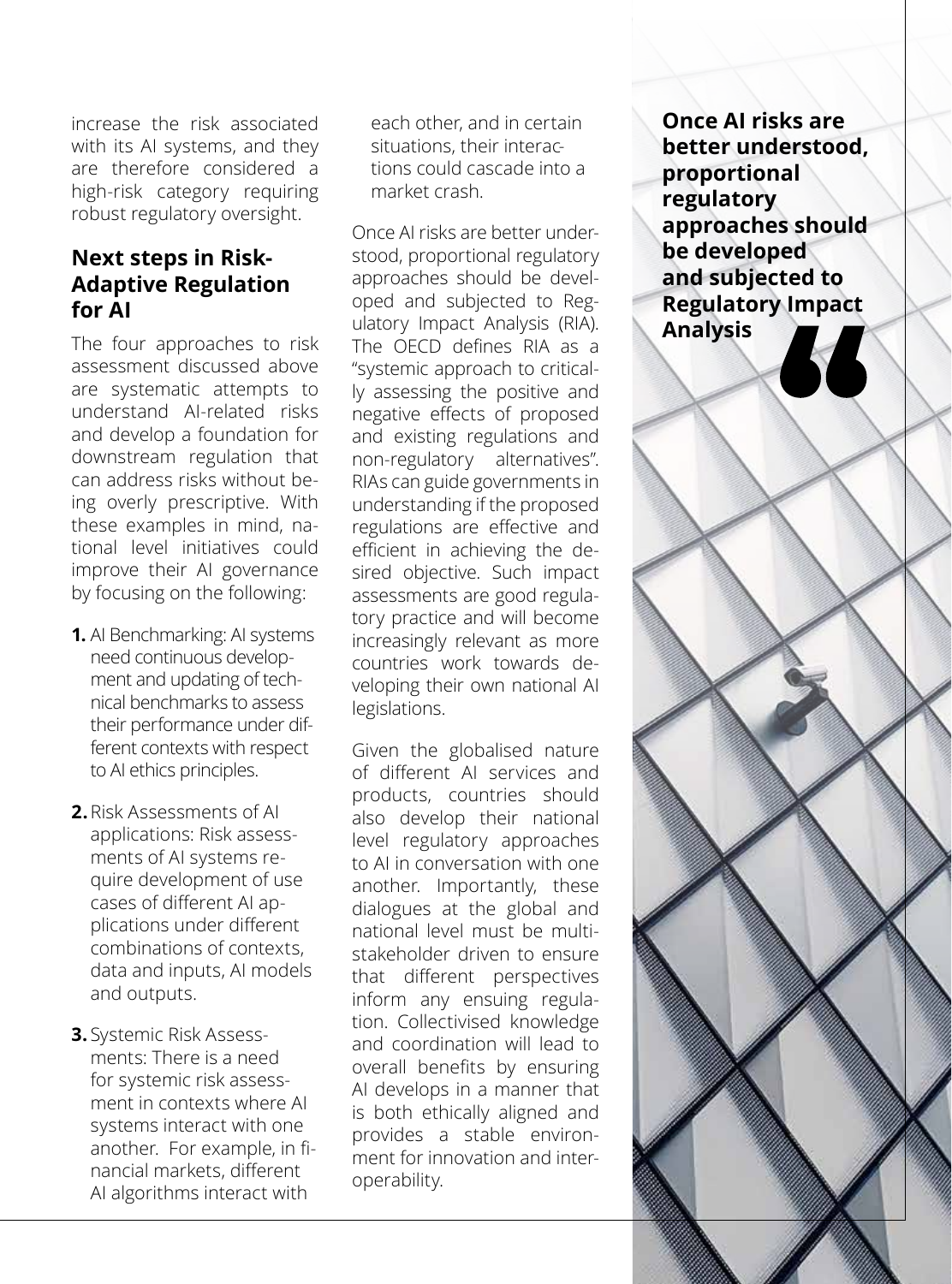increase the risk associated with its AI systems, and they are therefore considered a high-risk category requiring robust regulatory oversight.

## Next steps in Risk-Adaptive Regulation for AI

The four approaches to risk assessment discussed above are systematic attempts to understand AI-related risks and develop a foundation for downstream regulation that can address risks without being overly prescriptive. With these examples in mind, national level initiatives could improve their AI governance by focusing on the following:

1. AI Benchmarking: AI systems need continuous development and updating of technical benchmarks to assess their performance under different contexts with respect to AI ethics principles.

2. Risk Assessments of AI applications: Risk assessments of AI systems require development of use cases of different AI applications under different combinations of contexts, data and inputs, AI models and outputs.

3. Systemic Risk Assessments: There is a need for systemic risk assessment in contexts where AI systems interact with one another. For example, in financial markets, different AI algorithms interact with each other, and in certain situations, their interactions could cascade into a market crash.

Once AI risks are better understood, proportional regulatory approaches should be developed and subjected to Regulatory Impact Analysis (RIA). The OECD defines RIA as a "systemic approach to critically assessing the positive and negative effects of proposed and existing regulations and non-regulatory alternatives". RIAs can guide governments in understanding if the proposed regulations are effective and efficient in achieving the desired objective. Such impact assessments are good regulatory practice and will become increasingly relevant as more countries work towards developing their own national AI legislations.

Given the globalised nature of different AI services and products, countries should also develop their national level regulatory approaches to AI in conversation with one another. Importantly, these dialogues at the global and national level must be multistakeholder driven to ensure that different perspectives inform any ensuing regulation. Collectivised knowledge and coordination will lead to overall benefits by ensuring AI develops in a manner that is both ethically aligned and provides a stable environment for innovation and interoperability.

**Once AI risks are better understood, proportional regulatory approaches should be developed and subjected to Regulatory Impact Analysis**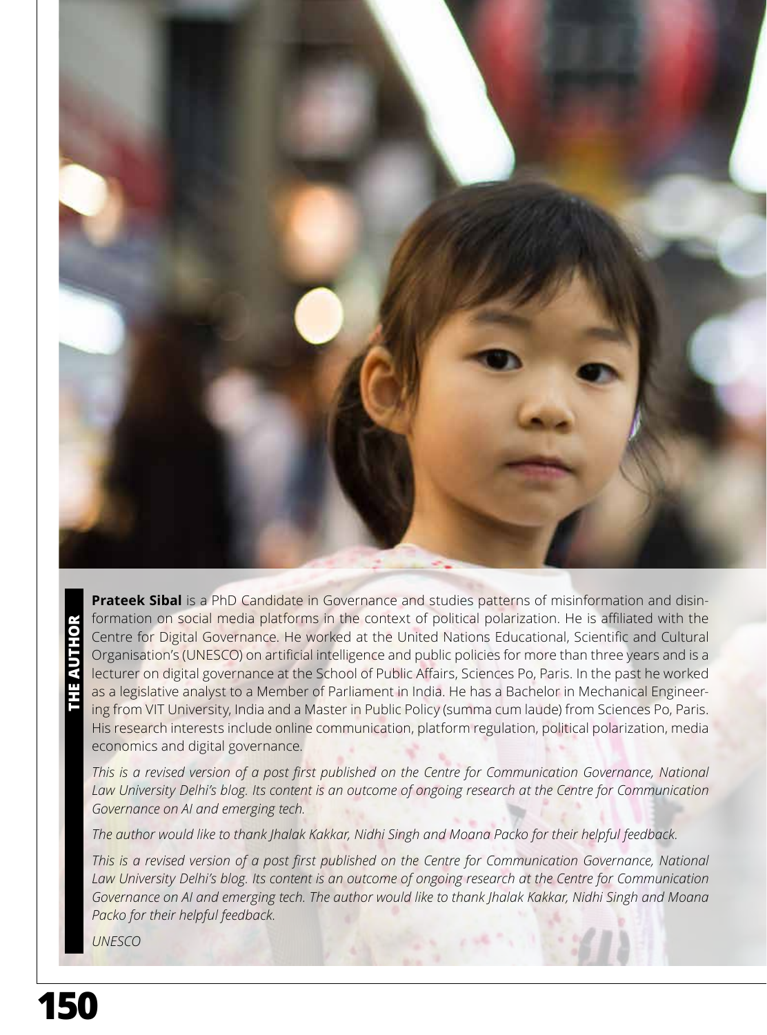## THE AUTHOR

**Prateek Sibal** is a PhD Candidate in Governance and studies patterns of misinformation and disinformation on social media platforms in the context of political polarization. He is affiliated with the Centre for Digital Governance. He worked at the United Nations Educational, Scientific and Cultural Organisation's (UNESCO) on artificial intelligence and public policies for more than three years and is a lecturer on digital governance at the School of Public Affairs, Sciences Po, Paris. In the past he worked as a legislative analyst to a Member of Parliament in India. He has a Bachelor in Mechanical Engineering from VIT University, India and a Master in Public Policy (summa cum laude) from Sciences Po, Paris. His research interests include online communication, platform regulation, political polarization, media economics and digital governance.

*This is a revised version of a post first published on the Centre for Communication Governance, National Law University Delhi's blog. Its content is an outcome of ongoing research at the Centre for Communication Governance on AI and emerging tech.*

*The author would like to thank Jhalak Kakkar, Nidhi Singh and Moana Packo for their helpful feedback.*

*This is a revised version of a post first published on the Centre for Communication Governance, National Law University Delhi's blog. Its content is an outcome of ongoing research at the Centre for Communication Governance on AI and emerging tech. The author would like to thank Jhalak Kakkar, Nidhi Singh and Moana Packo for their helpful feedback.*

*UNESCO*